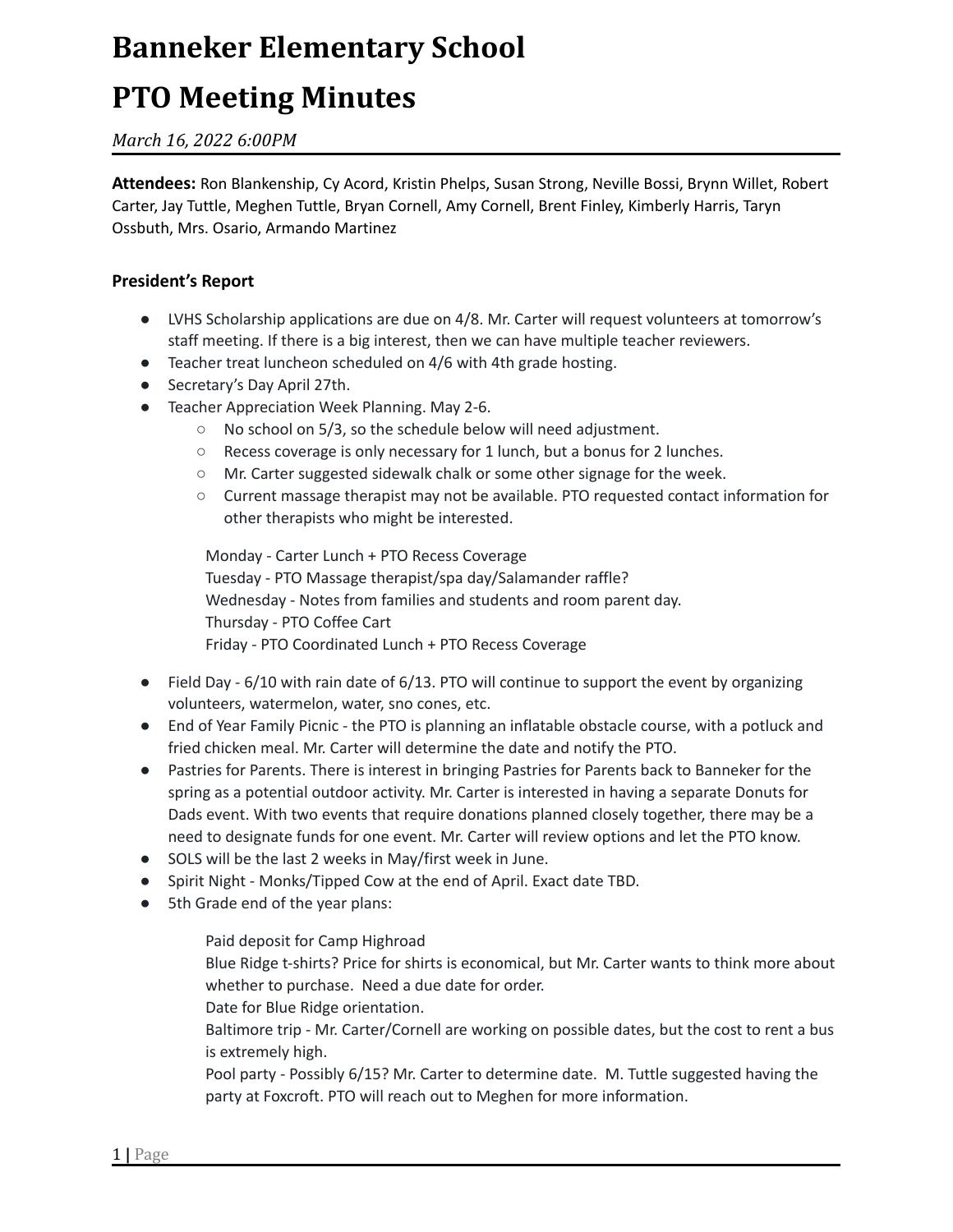# Banneker Elementary School

# PTO Meeting Minutes

*March 16, 2022 6:00PM*

**Attendees:** Ron Blankenship, Cy Acord, Kristin Phelps, Susan Strong, Neville Bossi, Brynn Willet, Robert Carter, Jay Tuttle, Meghen Tuttle, Bryan Cornell, Amy Cornell, Brent Finley, Kimberly Harris, Taryn Ossbuth, Mrs. Osario, Armando Martinez

### President's Report

- LVHS Scholarship applications are due on 4/8. Mr. Carter will request volunteers at tomorrow's staff meeting. If there is a big interest, then we can have multiple teacher reviewers.
- Teacher treat luncheon scheduled on 4/6 with 4th grade hosting.
- Secretary's Day April 27th.
- Teacher Appreciation Week Planning. May 2-6.
  - No school on 5/3, so the schedule below will need adjustment.
  - Recess coverage is only necessary for 1 lunch, but a bonus for 2 lunches.
  - Mr. Carter suggested sidewalk chalk or some other signage for the week.
  - Current massage therapist may not be available. PTO requested contact information for other therapists who might be interested.

  Monday - Carter Lunch + PTO Recess Coverage
  Tuesday - PTO Massage therapist/spa day/Salamander raffle?
  Wednesday - Notes from families and students and room parent day.
  Thursday - PTO Coffee Cart
  Friday - PTO Coordinated Lunch + PTO Recess Coverage

- Field Day - 6/10 with rain date of 6/13. PTO will continue to support the event by organizing volunteers, watermelon, water, sno cones, etc.
- End of Year Family Picnic - the PTO is planning an inflatable obstacle course, with a potluck and fried chicken meal. Mr. Carter will determine the date and notify the PTO.
- Pastries for Parents. There is interest in bringing Pastries for Parents back to Banneker for the spring as a potential outdoor activity. Mr. Carter is interested in having a separate Donuts for Dads event. With two events that require donations planned closely together, there may be a need to designate funds for one event. Mr. Carter will review options and let the PTO know.
- SOLS will be the last 2 weeks in May/first week in June.
- Spirit Night - Monks/Tipped Cow at the end of April. Exact date TBD.
- 5th Grade end of the year plans:

  Paid deposit for Camp Highroad
  Blue Ridge t-shirts? Price for shirts is economical, but Mr. Carter wants to think more about whether to purchase. Need a due date for order.
  Date for Blue Ridge orientation.
  Baltimore trip - Mr. Carter/Cornell are working on possible dates, but the cost to rent a bus is extremely high.
  Pool party - Possibly 6/15? Mr. Carter to determine date. M. Tuttle suggested having the party at Foxcroft. PTO will reach out to Meghen for more information.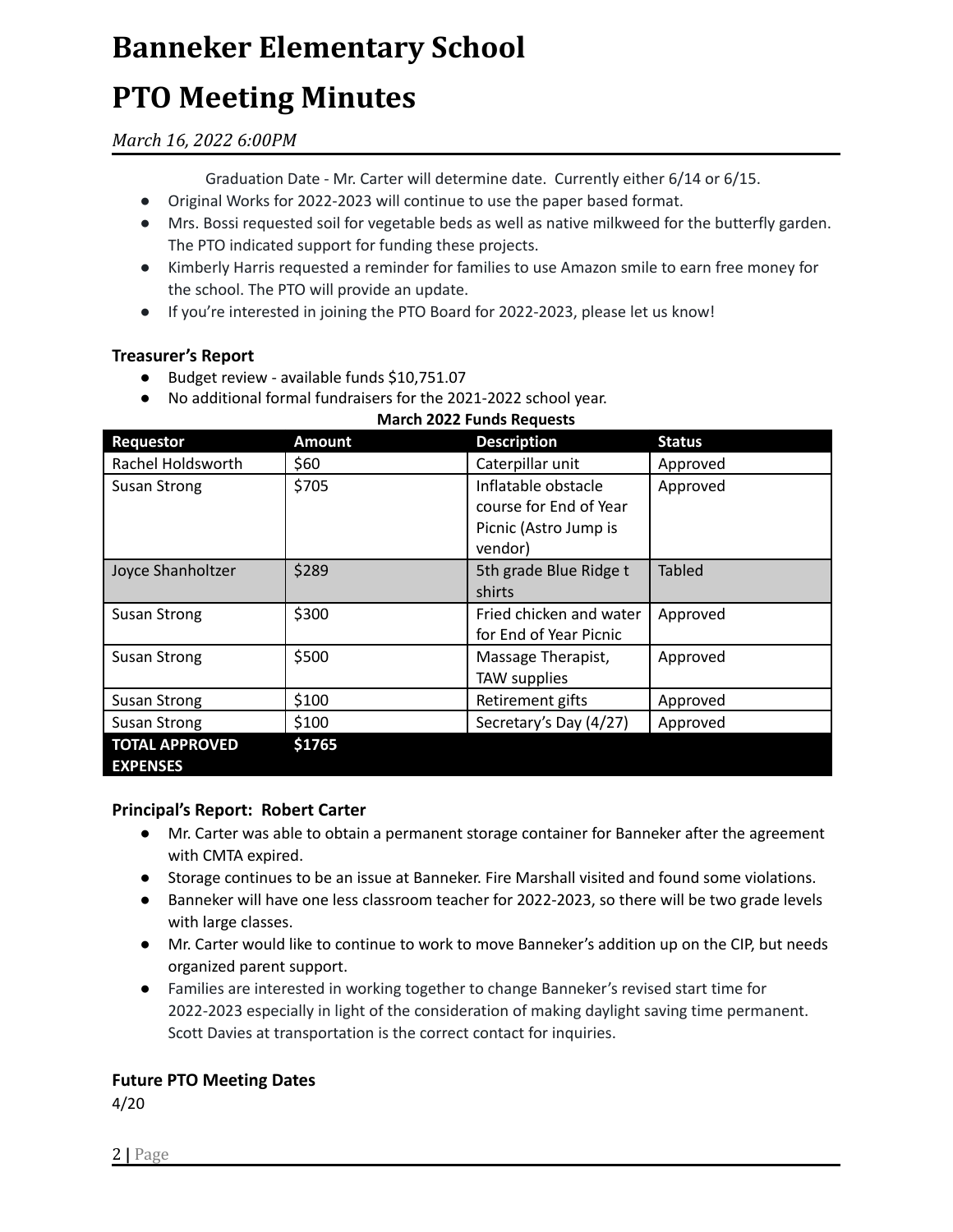Graduation Date - Mr. Carter will determine date. Currently either 6/14 or 6/15.

- Original Works for 2022-2023 will continue to use the paper based format.
- Mrs. Bossi requested soil for vegetable beds as well as native milkweed for the butterfly garden. The PTO indicated support for funding these projects.
- Kimberly Harris requested a reminder for families to use Amazon smile to earn free money for the school. The PTO will provide an update.
- If you're interested in joining the PTO Board for 2022-2023, please let us know!

### Treasurer's Report

- Budget review - available funds $10,751.07
- No additional formal fundraisers for the 2021-2022 school year.

**March 2022 Funds Requests**

| Requestor | Amount | Description | Status |
|---|---|---|---|
| Rachel Holdsworth | $60 | Caterpillar unit | Approved |
| Susan Strong | $705 | Inflatable obstacle course for End of Year Picnic (Astro Jump is vendor) | Approved |
| Joyce Shanholtzer | $289 | 5th grade Blue Ridge t shirts | Tabled |
| Susan Strong | $300 | Fried chicken and water for End of Year Picnic | Approved |
| Susan Strong | $500 | Massage Therapist, TAW supplies | Approved |
| Susan Strong | $100 | Retirement gifts | Approved |
| Susan Strong | $100 | Secretary's Day (4/27) | Approved |
| **TOTAL APPROVED EXPENSES** | **$1765** | | |

### Principal's Report: Robert Carter

- Mr. Carter was able to obtain a permanent storage container for Banneker after the agreement with CMTA expired.
- Storage continues to be an issue at Banneker. Fire Marshall visited and found some violations.
- Banneker will have one less classroom teacher for 2022-2023, so there will be two grade levels with large classes.
- Mr. Carter would like to continue to work to move Banneker's addition up on the CIP, but needs organized parent support.
- Families are interested in working together to change Banneker's revised start time for 2022-2023 especially in light of the consideration of making daylight saving time permanent. Scott Davies at transportation is the correct contact for inquiries.

### Future PTO Meeting Dates

4/20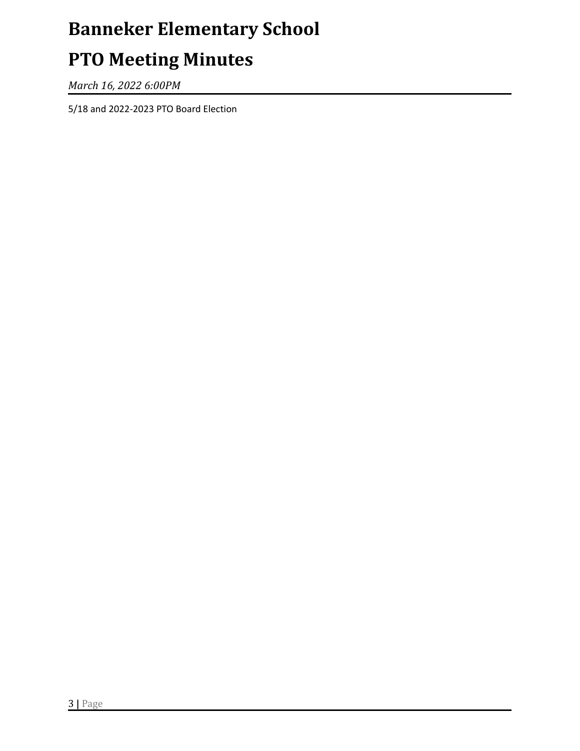# Banneker Elementary School

# PTO Meeting Minutes

*March 16, 2022 6:00PM*

5/18 and 2022-2023 PTO Board Election